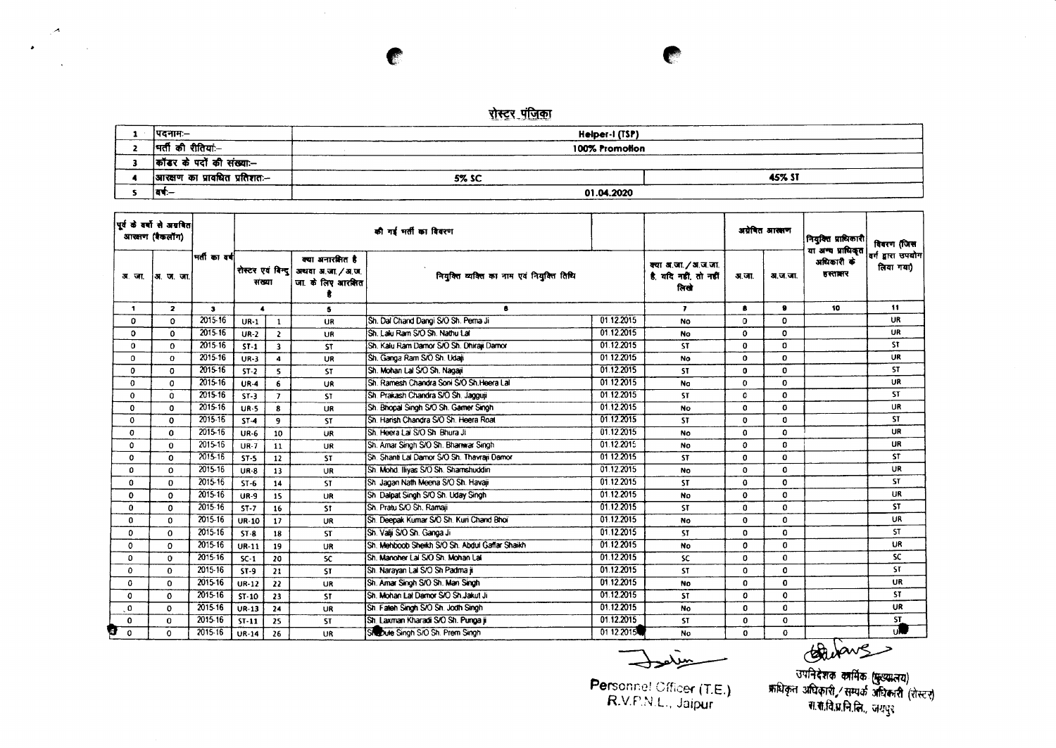# रोस्टर पंजिका

| | | | |
|---|---|---|---|
| 1 | पदनामः– | Helper-I (TSP) | |
| 2 | भर्ती की रीतियां:– | 100% Promotion | |
| 3 | कॉडर के पदों की संख्या:– | | |
| 4 | आरक्षण का प्रावधित प्रतिशतः– | 5% SC | 45% ST |
| 5 | वर्ष:– | 01.04.2020 | |

| पूर्व के वर्षो से अग्रेषित आरक्षण (बैकलॉग) | | भर्ती का वर्ष | की गई भर्ती का विवरण | | | | | क्या अ.जा. / अ.ज.जा. है, यदि नहीं, तो नहीं लिखे | अग्रेषित आरक्षण | | नियुक्ति प्राधिकारी या अन्य प्राधिकृत अधिकारी के हस्ताक्षर | विवरण (जिस वर्ग द्वारा उपयोग लिया गया) |
|---|---|---|---|---|---|---|---|---|---|---|---|---|
| अ. जा. | अ. ज. जा. | | रोस्टर एवं बिन्दु संख्या | | क्या अनारक्षित है अथवा अ.जा. / अ.ज. जा. के लिए आरक्षित है | नियुक्त व्यक्ति का नाम एवं नियुक्ति तिथि | | | अ.जा. | अ.ज.जा. | | |
| 1 | 2 | 3 | 4 | | 5 | 6 | | 7 | 8 | 9 | 10 | 11 |
| 0 | 0 | 2015-16 | UR-1 | 1 | UR | Sh. Dal Chand Dangi S/O Sh. Pema Ji | 01.12.2015 | No | 0 | 0 | | UR |
| 0 | 0 | 2015-16 | UR-2 | 2 | UR | Sh. Lalu Ram S/O Sh. Nathu Lal | 01.12.2015 | No | 0 | 0 | | UR |
| 0 | 0 | 2015-16 | ST-1 | 3 | ST | Sh. Kalu Ram Damor S/O Sh. Dhiraji Damor | 01.12.2015 | ST | 0 | 0 | | ST |
| 0 | 0 | 2015-16 | UR-3 | 4 | UR | Sh. Ganga Ram S/O Sh. Udaji | 01.12.2015 | No | 0 | 0 | | UR |
| 0 | 0 | 2015-16 | ST-2 | 5 | ST | Sh. Mohan Lal S/O Sh. Nagaji | 01.12.2015 | ST | 0 | 0 | | ST |
| 0 | 0 | 2015-16 | UR-4 | 6 | UR | Sh. Ramesh Chandra Soni S/O Sh.Heera Lal | 01.12.2015 | No | 0 | 0 | | UR |
| 0 | 0 | 2015-16 | ST-3 | 7 | ST | Sh. Prakash Chandra S/O Sh. Jagguji | 01.12.2015 | ST | 0 | 0 | | ST |
| 0 | 0 | 2015-16 | UR-5 | 8 | UR | Sh. Bhopal Singh S/O Sh. Gamer Singh | 01.12.2015 | No | 0 | 0 | | UR |
| 0 | 0 | 2015-16 | ST-4 | 9 | ST | Sh. Harish Chandra S/O Sh. Heera Roat | 01.12.2015 | ST | 0 | 0 | | ST |
| 0 | 0 | 2015-16 | UR-6 | 10 | UR | Sh. Heera Lal S/O Sh. Bhura Ji | 01.12.2015 | No | 0 | 0 | | UR |
| 0 | 0 | 2015-16 | UR-7 | 11 | UR | Sh. Amar Singh S/O Sh. Bhanwar Singh | 01.12.2015 | No | 0 | 0 | | UR |
| 0 | 0 | 2015-16 | ST-5 | 12 | ST | Sh. Shanti Lal Damor S/O Sh. Thavraji Damor | 01.12.2015 | ST | 0 | 0 | | ST |
| 0 | 0 | 2015-16 | UR-8 | 13 | UR | Sh. Mohd. Iliyas S/O Sh. Shamshuddin | 01.12.2015 | No | 0 | 0 | | UR |
| 0 | 0 | 2015-16 | ST-6 | 14 | ST | Sh. Jagan Nath Meena S/O Sh. Havaji | 01.12.2015 | ST | 0 | 0 | | ST |
| 0 | 0 | 2015-16 | UR-9 | 15 | UR | Sh. Dalpat Singh S/O Sh. Uday Singh | 01.12.2015 | No | 0 | 0 | | UR |
| 0 | 0 | 2015-16 | ST-7 | 16 | ST | Sh. Pratu S/O Sh. Ramaji | 01.12.2015 | ST | 0 | 0 | | ST |
| 0 | 0 | 2015-16 | UR-10 | 17 | UR | Sh. Deepak Kumar S/O Sh. Kuri Chand Bhoi | 01.12.2015 | No | 0 | 0 | | UR |
| 0 | 0 | 2015-16 | ST-8 | 18 | ST | Sh. Valji S/O Sh. Ganga Ji | 01.12.2015 | ST | 0 | 0 | | ST |
| 0 | 0 | 2015-16 | UR-11 | 19 | UR | Sh. Mehboob Sheikh S/O Sh. Abdul Gaffar Shaikh | 01.12.2015 | No | 0 | 0 | | UR |
| 0 | 0 | 2015-16 | SC-1 | 20 | SC | Sh. Manoher Lal S/O Sh. Mohan Lal | 01.12.2015 | SC | 0 | 0 | | SC |
| 0 | 0 | 2015-16 | ST-9 | 21 | ST | Sh. Narayan Lal S/O Sh Padma ji | 01.12.2015 | ST | 0 | 0 | | ST |
| 0 | 0 | 2015-16 | UR-12 | 22 | UR | Sh. Amar Singh S/O Sh. Man Singh | 01.12.2015 | No | 0 | 0 | | UR |
| 0 | 0 | 2015-16 | ST-10 | 23 | ST | Sh. Mohan Lal Damor S/O Sh.Jakut Ji | 01.12.2015 | ST | 0 | 0 | | ST |
| 0 | 0 | 2015-16 | UR-13 | 24 | UR | Sh. Fateh Singh S/O Sh. Jodh Singh | 01.12.2015 | No | 0 | 0 | | UR |
| 0 | 0 | 2015-16 | ST-11 | 25 | ST | Sh. Laxman Kharadi S/O Sh. Punga ji | 01.12.2015 | ST | 0 | 0 | | ST |
| 0 | 0 | 2015-16 | UR-14 | 26 | UR | Sh. Dule Singh S/O Sh. Prem Singh | 01.12.2015 | No | 0 | 0 | | UR |

Personnel Officer (T.E.)
R.V.P.N.L., Jaipur

उपनिदेशक कार्मिक (मुख्यालय)
प्राधिकृत अधिकारी / सम्पर्क अधिकारी (रोस्टर)
रा.रा.वि.प्र.नि.लि., जयपुर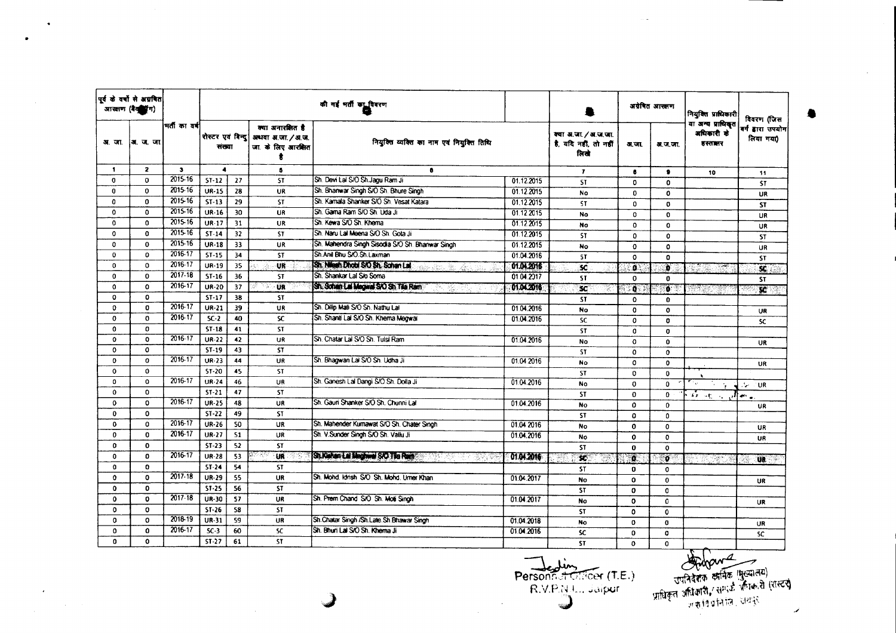| पूर्व के वर्षों से अग्रेषित आरक्षण (बैकलॉग) | | भर्ती का वर्ष | की गई भर्ती का विवरण | | | | | | अग्रेषित आरक्षण | | नियुक्ति प्राधिकारी या अन्य प्राधिकृत अधिकारी के हस्ताक्षर | विवरण (जिस वर्ग द्वारा उपयोग लिया गया) |
|---|---|---|---|---|---|---|---|---|---|---|---|---|
| अ. जा. | अ. ज. जा. | | रोस्टर एवं बिन्दु संख्या | | क्या अनारक्षित है अथवा अ.जा. / अ.ज.जा. के लिए आरक्षित है | नियुक्त व्यक्ति का नाम एवं नियुक्ति तिथि | | क्या अ.जा. / अ.ज.जा. है, यदि नहीं, तो नहीं लिखें | अ.जा. | अ.ज.जा. | | |
| 1 | 2 | 3 | 4 | | 5 | 6 | | 7 | 8 | 9 | 10 | 11 |
| 0 | 0 | 2015-16 | ST-12 | 27 | ST | Sh. Devi Lal S/O Sh.Jagu Ram Ji | 01.12.2015 | ST | 0 | 0 | | ST |
| 0 | 0 | 2015-16 | UR-15 | 28 | UR | Sh. Bhanwar Singh S/O Sh. Bhure Singh | 01.12.2015 | No | 0 | 0 | | UR |
| 0 | 0 | 2015-16 | ST-13 | 29 | ST | Sh. Kamala Shanker S/O Sh. Vesat Katara | 01.12.2015 | ST | 0 | 0 | | ST |
| 0 | 0 | 2015-16 | UR-16 | 30 | UR | Sh. Gama Ram S/O Sh. Uda Ji | 01.12.2015 | No | 0 | 0 | | UR |
| 0 | 0 | 2015-16 | UR-17 | 31 | UR | Sh. Kewa S/O Sh. Khema | 01.12.2015 | No | 0 | 0 | | UR |
| 0 | 0 | 2015-16 | ST-14 | 32 | ST | Sh. Naru Lal Meena S/O Sh. Gota Ji | 01.12.2015 | ST | 0 | 0 | | ST |
| 0 | 0 | 2015-16 | UR-18 | 33 | UR | Sh. Mahendra Singh Sisodia S/O Sh. Bhanwar Singh | 01.12.2015 | No | 0 | 0 | | UR |
| 0 | 0 | 2016-17 | ST-15 | 34 | ST | Sh.Anil Bhu S/O Sh.Laxman | 01.04.2016 | ST | 0 | 0 | | ST |
| 0 | 0 | 2016-17 | UR-19 | 35 | UR | Sh. Nilesh Dhobi S/O Sh. Sohan Lal | 01.04.2016 | SC | 0 | 0 | | SC |
| 0 | 0 | 2017-18 | ST-16 | 36 | ST | Sh. Shankar Lal S/o Soma | 01.04.2017 | ST | 0 | 0 | | ST |
| 0 | 0 | 2016-17 | UR-20 | 37 | UR | Sh. Sohan Lal Megwal S/O Sh Tila Ram | 01.04.2016 | SC | 0 | 0 | | SC |
| 0 | 0 | | ST-17 | 38 | ST | | | ST | 0 | 0 | | |
| 0 | 0 | 2016-17 | UR-21 | 39 | UR | Sh. Dilip Mali S/O Sh. Nathu Lal | 01.04.2016 | No | 0 | 0 | | UR |
| 0 | 0 | 2016-17 | SC-2 | 40 | SC | Sh. Shanti Lal S/O Sh. Khema Megwal | 01.04.2016 | SC | 0 | 0 | | SC |
| 0 | 0 | | ST-18 | 41 | ST | | | ST | 0 | 0 | | |
| 0 | 0 | 2016-17 | UR-22 | 42 | UR | Sh. Chatar Lal S/O Sh. Tulsi Ram | 01.04.2016 | No | 0 | 0 | | UR |
| 0 | 0 | | ST-19 | 43 | ST | | | ST | 0 | 0 | | |
| 0 | 0 | 2016-17 | UR-23 | 44 | UR | Sh. Bhagwan Lal S/O Sh. Udha Ji | 01.04.2016 | No | 0 | 0 | | UR |
| 0 | 0 | | ST-20 | 45 | ST | | | ST | 0 | 0 | | |
| 0 | 0 | 2016-17 | UR-24 | 46 | UR | Sh. Ganesh Lal Dangi S/O Sh. Dolla Ji | 01.04.2016 | No | 0 | 0 | | UR |
| 0 | 0 | | ST-21 | 47 | ST | | | ST | 0 | 0 | | |
| 0 | 0 | 2016-17 | UR-25 | 48 | UR | Sh. Gauri Shanker S/O Sh. Chunni Lal | 01.04.2016 | No | 0 | 0 | | UR |
| 0 | 0 | | ST-22 | 49 | ST | | | ST | 0 | 0 | | |
| 0 | 0 | 2016-17 | UR-26 | 50 | UR | Sh. Mahender Kumawat S/O Sh. Chater Singh | 01.04.2016 | No | 0 | 0 | | UR |
| 0 | 0 | 2016-17 | UR-27 | 51 | UR | Sh. V.Sunder Singh S/O Sh. Vallu Ji | 01.04.2016 | No | 0 | 0 | | UR |
| 0 | 0 | | ST-23 | 52 | ST | | | ST | 0 | 0 | | |
| 0 | 0 | 2016-17 | UR-28 | 53 | UR | Sh.Kishan Lal Meghwal S/O Tila Ram | 01.04.2016 | SC | 0 | 0 | | UR |
| 0 | 0 | | ST-24 | 54 | ST | | | ST | 0 | 0 | | |
| 0 | 0 | 2017-18 | UR-29 | 55 | UR | Sh. Mohd. Idrish S/O Sh. Mohd. Umer Khan | 01.04.2017 | No | 0 | 0 | | UR |
| 0 | 0 | | ST-25 | 56 | ST | | | ST | 0 | 0 | | |
| 0 | 0 | 2017-18 | UR-30 | 57 | UR | Sh. Prem Chand S/O Sh. Moti Singh | 01.04.2017 | No | 0 | 0 | | UR |
| 0 | 0 | | ST-26 | 58 | ST | | | ST | 0 | 0 | | |
| 0 | 0 | 2018-19 | UR-31 | 59 | UR | Sh.Chatar Singh /Sh.Late Sh.Bhawar Singh | 01.04.2018 | No | 0 | 0 | | UR |
| 0 | 0 | 2016-17 | SC-3 | 60 | SC | Sh. Bhuri Lal S/O Sh. Khema Ji | 01.04.2016 | SC | 0 | 0 | | SC |
| 0 | 0 | | ST-27 | 61 | ST | | | ST | 0 | 0 | | |

Personnel Officer (T.E.)
R.V.P.N.L., Jaipur

उपनिदेशक कार्मिक (मुख्यालय)
प्राधिकृत अधिकारी, / सम्पर्क अधिकारी (रोस्टर)
रा.रा.वि.प्र.नि.लि., जयपुर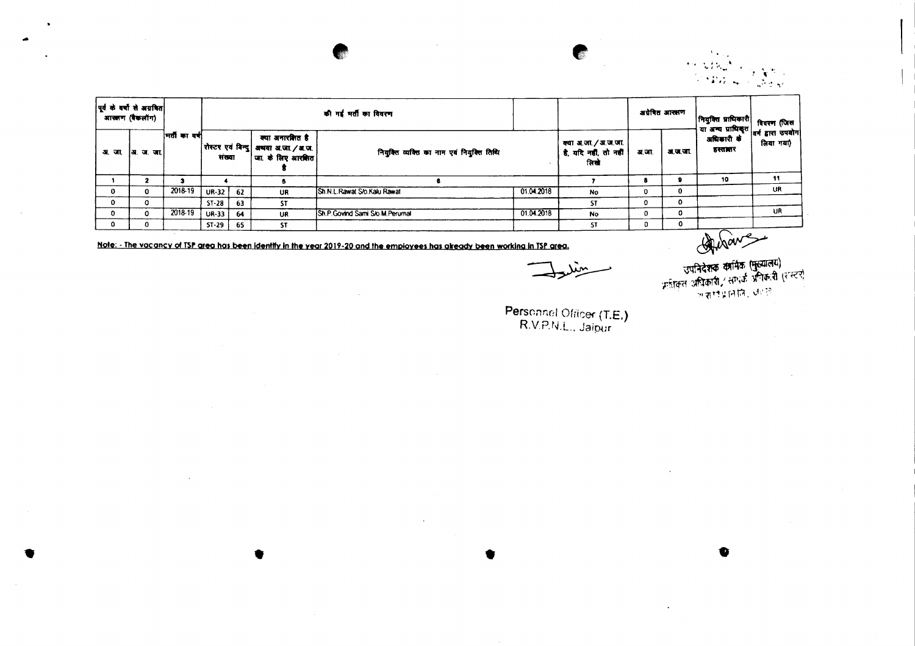| पूर्व के वर्षों से अग्रेषित आरक्षण (बैकलॉग) | | भर्ती का वर्ष | की गई भर्ती का विवरण | | | | | | अग्रेषित आरक्षण | | नियुक्ति प्राधिकारी या अन्य प्राधिकृत अधिकारी के हस्ताक्षर | विवरण (जिस वर्ग द्वारा उपयोग लिया गया) |
|---|---|---|---|---|---|---|---|---|---|---|---|---|
| अ. जा. | अ. ज. जा. | | रोस्टर एवं बिन्दु संख्या | | क्या अनारक्षित है अथवा अ.जा. / अ.ज.जा. के लिए आरक्षित है | नियुक्ति व्यक्ति का नाम एवं नियुक्ति तिथि | | क्या अ.जा. / अ.ज.जा. है, यदि नहीं, तो नहीं लिखे | अ.जा. | अ.ज.जा. | | |
| 1 | 2 | 3 | 4 | | 5 | 6 | | 7 | 8 | 9 | 10 | 11 |
| 0 | 0 | 2018-19 | UR-32 | 62 | UR | Sh.N.L.Rawat S/o.Kalu Rawat | 01.04.2018 | No | 0 | 0 | | UR |
| 0 | 0 | | ST-28 | 63 | ST | | | ST | 0 | 0 | | |
| 0 | 0 | 2018-19 | UR-33 | 64 | UR | Sh.P.Govind Sami S/o M.Perumal | 01.04.2018 | No | 0 | 0 | | UR |
| 0 | 0 | | ST-29 | 65 | ST | | | ST | 0 | 0 | | |

**Note: - The vacancy of TSP area has been identify in the year 2019-20 and the employees has already been working in TSP area.**

उपनिदेशक कार्मिक (मुख्यालय)
प्राधिकृत अधिकारी / सम्पर्क अधिकारी (रोस्टर)
रा.रा.प्र.प्र.नि.लि., जयपुर

Personnel Officer (T.E.)
R.V.P.N.L., Jaipur